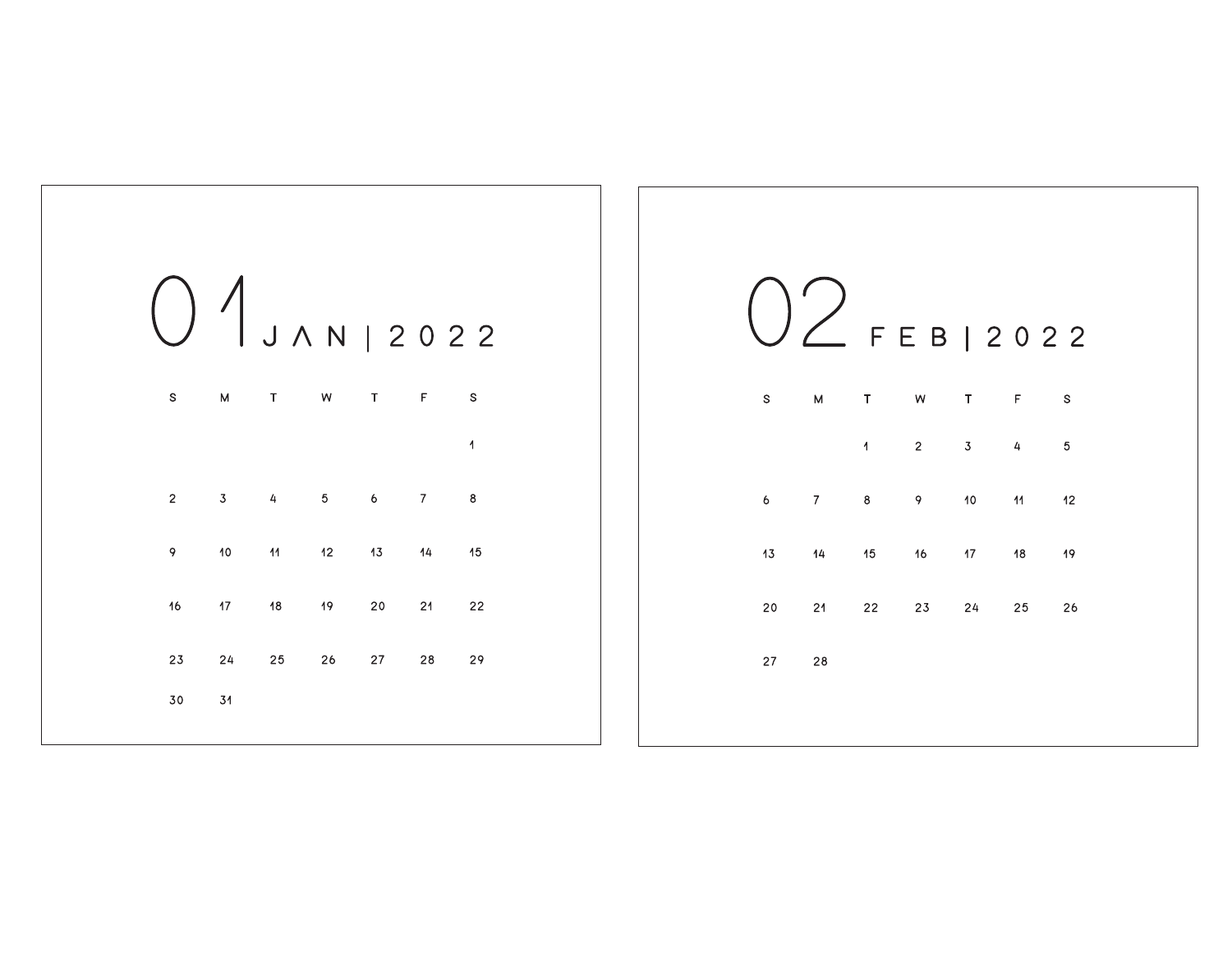## 01 JAN | 2022

| S | M | T | W | T | F | S |
|---|---|---|---|---|---|---|
| | | | | | | 1 |
| 2 | 3 | 4 | 5 | 6 | 7 | 8 |
| 9 | 10 | 11 | 12 | 13 | 14 | 15 |
| 16 | 17 | 18 | 19 | 20 | 21 | 22 |
| 23 | 24 | 25 | 26 | 27 | 28 | 29 |
| 30 | 31 | | | | | |

## 02 FEB | 2022

| S | M | T | W | T | F | S |
|---|---|---|---|---|---|---|
| | | 1 | 2 | 3 | 4 | 5 |
| 6 | 7 | 8 | 9 | 10 | 11 | 12 |
| 13 | 14 | 15 | 16 | 17 | 18 | 19 |
| 20 | 21 | 22 | 23 | 24 | 25 | 26 |
| 27 | 28 | | | | | |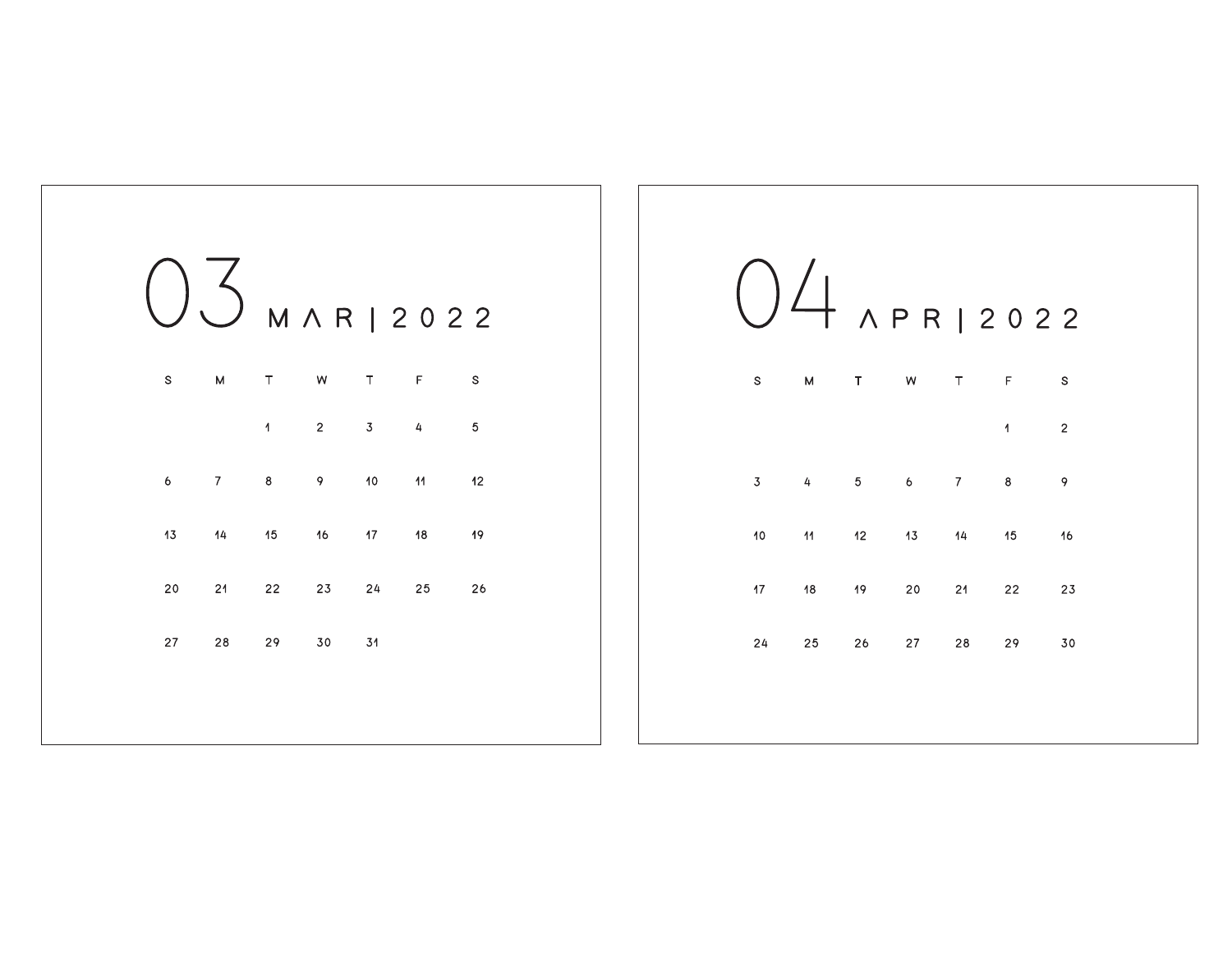# 03 MAR | 2022

| S | M | T | W | T | F | S |
|---|---|---|---|---|---|---|
| | | 1 | 2 | 3 | 4 | 5 |
| 6 | 7 | 8 | 9 | 10 | 11 | 12 |
| 13 | 14 | 15 | 16 | 17 | 18 | 19 |
| 20 | 21 | 22 | 23 | 24 | 25 | 26 |
| 27 | 28 | 29 | 30 | 31 | | |

# 04 APR | 2022

| S | M | T | W | T | F | S |
|---|---|---|---|---|---|---|
| | | | | | 1 | 2 |
| 3 | 4 | 5 | 6 | 7 | 8 | 9 |
| 10 | 11 | 12 | 13 | 14 | 15 | 16 |
| 17 | 18 | 19 | 20 | 21 | 22 | 23 |
| 24 | 25 | 26 | 27 | 28 | 29 | 30 |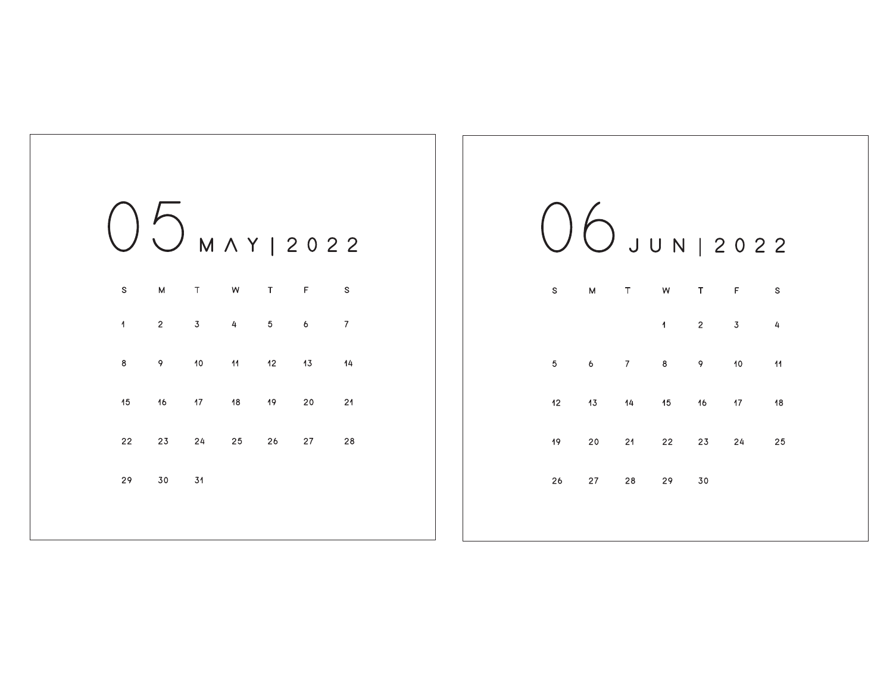# 05 MAY | 2022

| S | M | T | W | T | F | S |
|---|---|---|---|---|---|---|
| 1 | 2 | 3 | 4 | 5 | 6 | 7 |
| 8 | 9 | 10 | 11 | 12 | 13 | 14 |
| 15 | 16 | 17 | 18 | 19 | 20 | 21 |
| 22 | 23 | 24 | 25 | 26 | 27 | 28 |
| 29 | 30 | 31 | | | | |

# 06 JUN | 2022

| S | M | T | W | T | F | S |
|---|---|---|---|---|---|---|
| | | | 1 | 2 | 3 | 4 |
| 5 | 6 | 7 | 8 | 9 | 10 | 11 |
| 12 | 13 | 14 | 15 | 16 | 17 | 18 |
| 19 | 20 | 21 | 22 | 23 | 24 | 25 |
| 26 | 27 | 28 | 29 | 30 | | |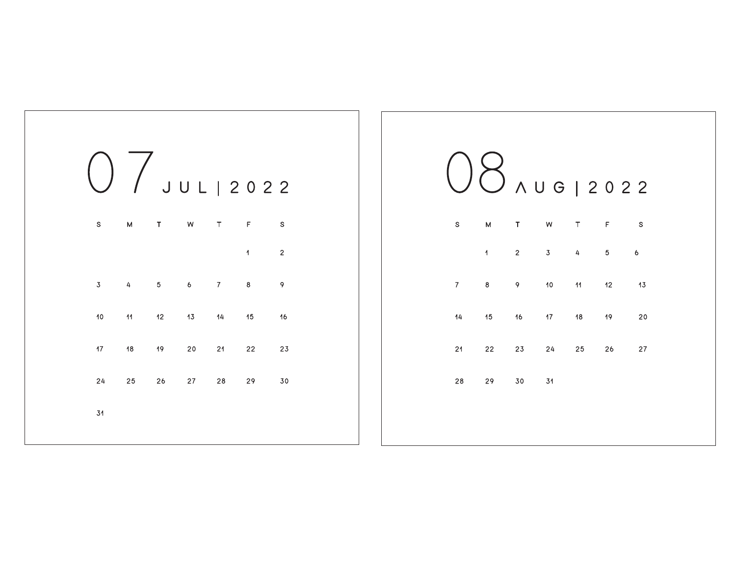# 07 JUL | 2022

| S | M | T | W | T | F | S |
|---|---|---|---|---|---|---|
| | | | | | 1 | 2 |
| 3 | 4 | 5 | 6 | 7 | 8 | 9 |
| 10 | 11 | 12 | 13 | 14 | 15 | 16 |
| 17 | 18 | 19 | 20 | 21 | 22 | 23 |
| 24 | 25 | 26 | 27 | 28 | 29 | 30 |
| 31 | | | | | | |

# 08 AUG | 2022

| S | M | T | W | T | F | S |
|---|---|---|---|---|---|---|
| | 1 | 2 | 3 | 4 | 5 | 6 |
| 7 | 8 | 9 | 10 | 11 | 12 | 13 |
| 14 | 15 | 16 | 17 | 18 | 19 | 20 |
| 21 | 22 | 23 | 24 | 25 | 26 | 27 |
| 28 | 29 | 30 | 31 | | | |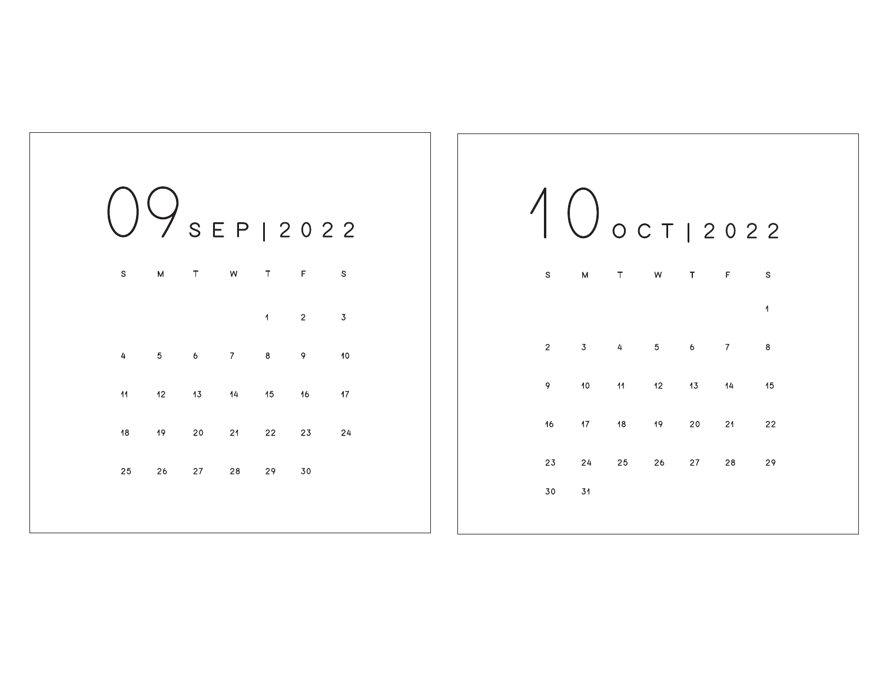## 09 SEP | 2022

| S | M | T | W | T | F | S |
|---|---|---|---|---|---|---|
| | | | | 1 | 2 | 3 |
| 4 | 5 | 6 | 7 | 8 | 9 | 10 |
| 11 | 12 | 13 | 14 | 15 | 16 | 17 |
| 18 | 19 | 20 | 21 | 22 | 23 | 24 |
| 25 | 26 | 27 | 28 | 29 | 30 | |

## 10 OCT | 2022

| S | M | T | W | T | F | S |
|---|---|---|---|---|---|---|
| | | | | | | 1 |
| 2 | 3 | 4 | 5 | 6 | 7 | 8 |
| 9 | 10 | 11 | 12 | 13 | 14 | 15 |
| 16 | 17 | 18 | 19 | 20 | 21 | 22 |
| 23 | 24 | 25 | 26 | 27 | 28 | 29 |
| 30 | 31 | | | | | |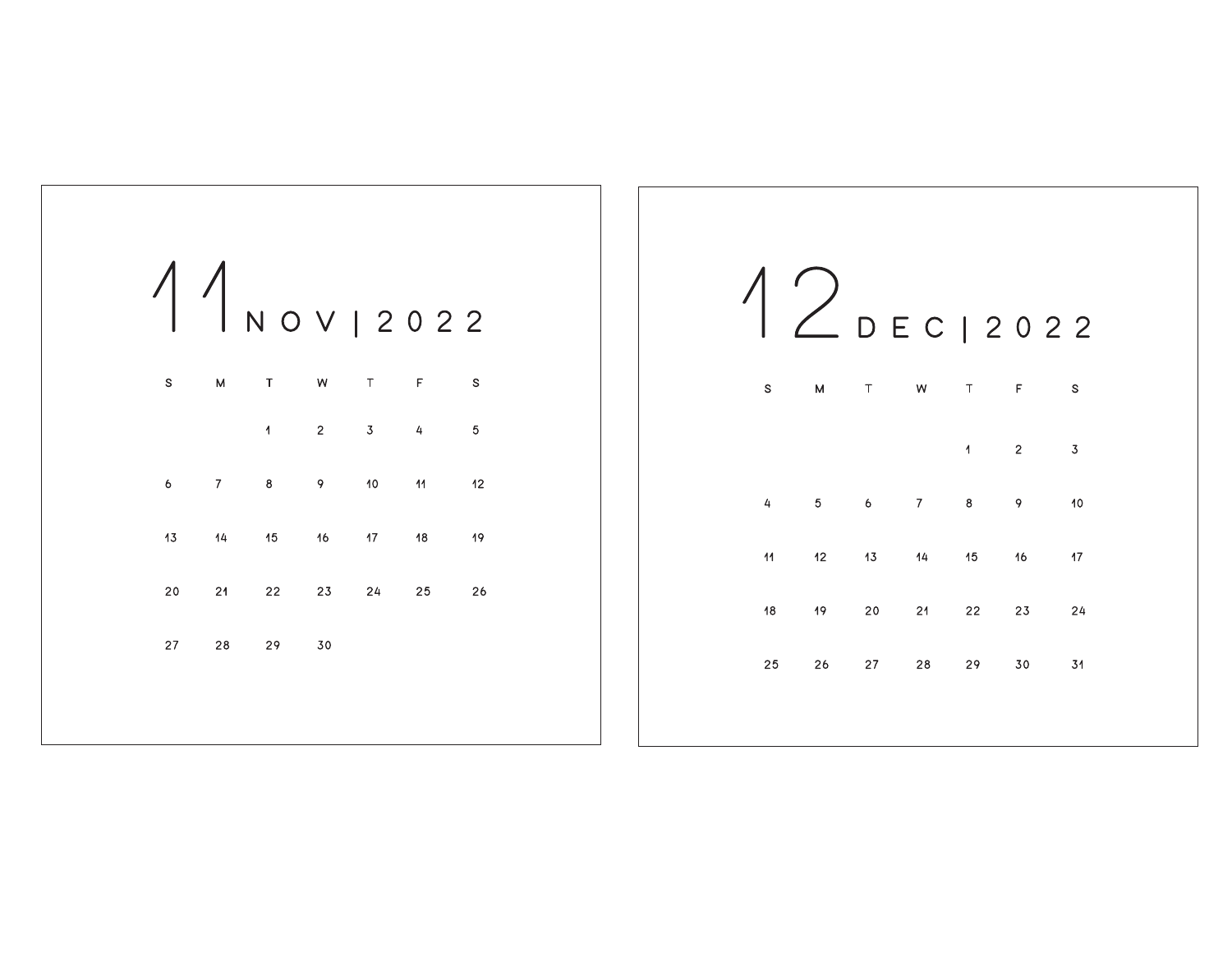# 11 NOV | 2022

| S | M | T | W | T | F | S |
|---|---|---|---|---|---|---|
| | | 1 | 2 | 3 | 4 | 5 |
| 6 | 7 | 8 | 9 | 10 | 11 | 12 |
| 13 | 14 | 15 | 16 | 17 | 18 | 19 |
| 20 | 21 | 22 | 23 | 24 | 25 | 26 |
| 27 | 28 | 29 | 30 | | | |

# 12 DEC | 2022

| S | M | T | W | T | F | S |
|---|---|---|---|---|---|---|
| | | | | 1 | 2 | 3 |
| 4 | 5 | 6 | 7 | 8 | 9 | 10 |
| 11 | 12 | 13 | 14 | 15 | 16 | 17 |
| 18 | 19 | 20 | 21 | 22 | 23 | 24 |
| 25 | 26 | 27 | 28 | 29 | 30 | 31 |